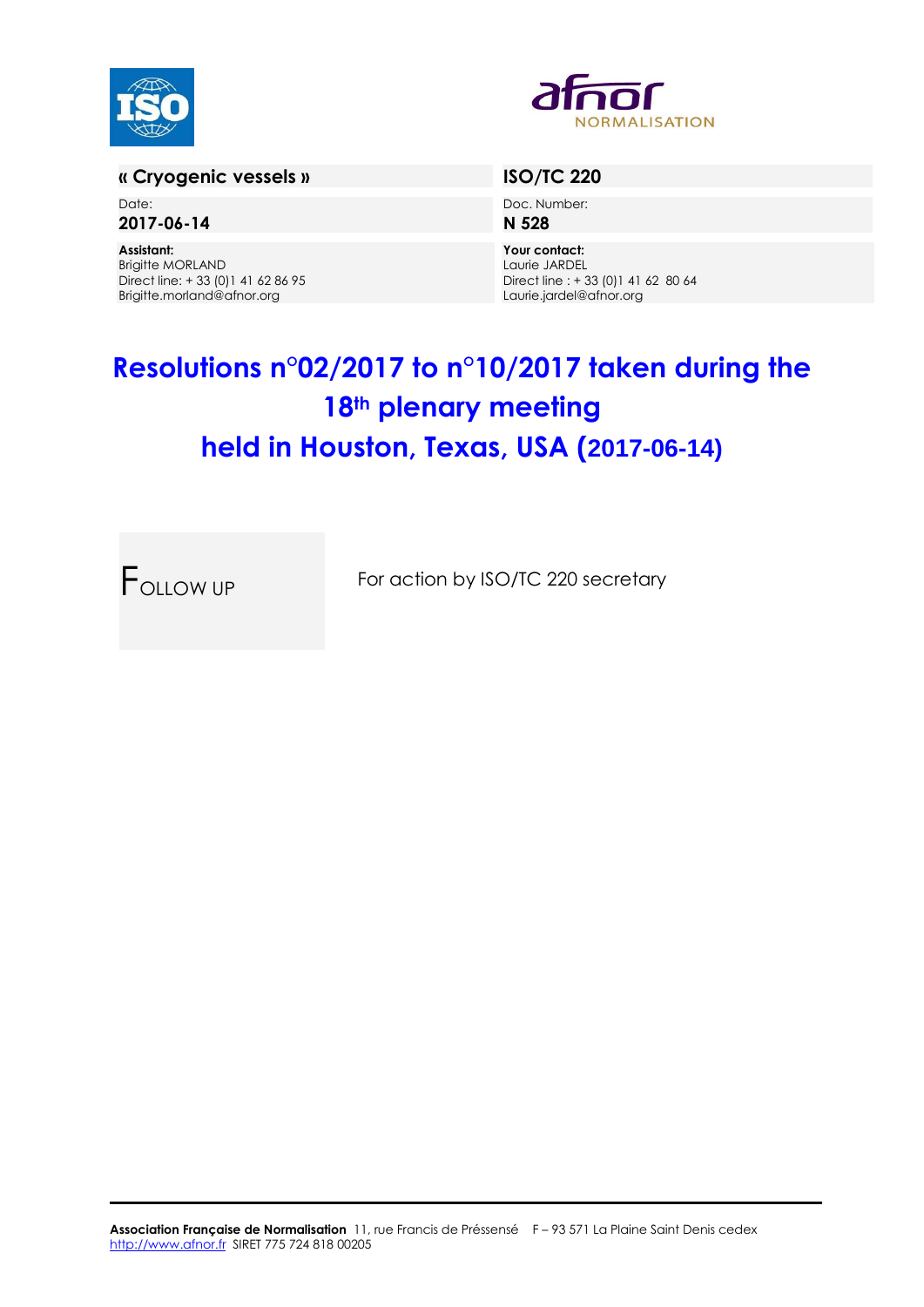| « Cryogenic vessels » | ISO/TC 220 |
|---|---|
| Date: **2017-06-14** | Doc. Number: **N 528** |
| **Assistant:** Brigitte MORLAND Direct line: + 33 (0)1 41 62 86 95 Brigitte.morland@afnor.org | **Your contact:** Laurie JARDEL Direct line : + 33 (0)1 41 62 80 64 Laurie.jardel@afnor.org |

# Resolutions n°02/2017 to n°10/2017 taken during the 18th plenary meeting held in Houston, Texas, USA (2017-06-14)

| FOLLOW UP | For action by ISO/TC 220 secretary |
|---|---|

**Association Française de Normalisation** 11, rue Francis de Préssensé F – 93 571 La Plaine Saint Denis cedex
http://www.afnor.fr SIRET 775 724 818 00205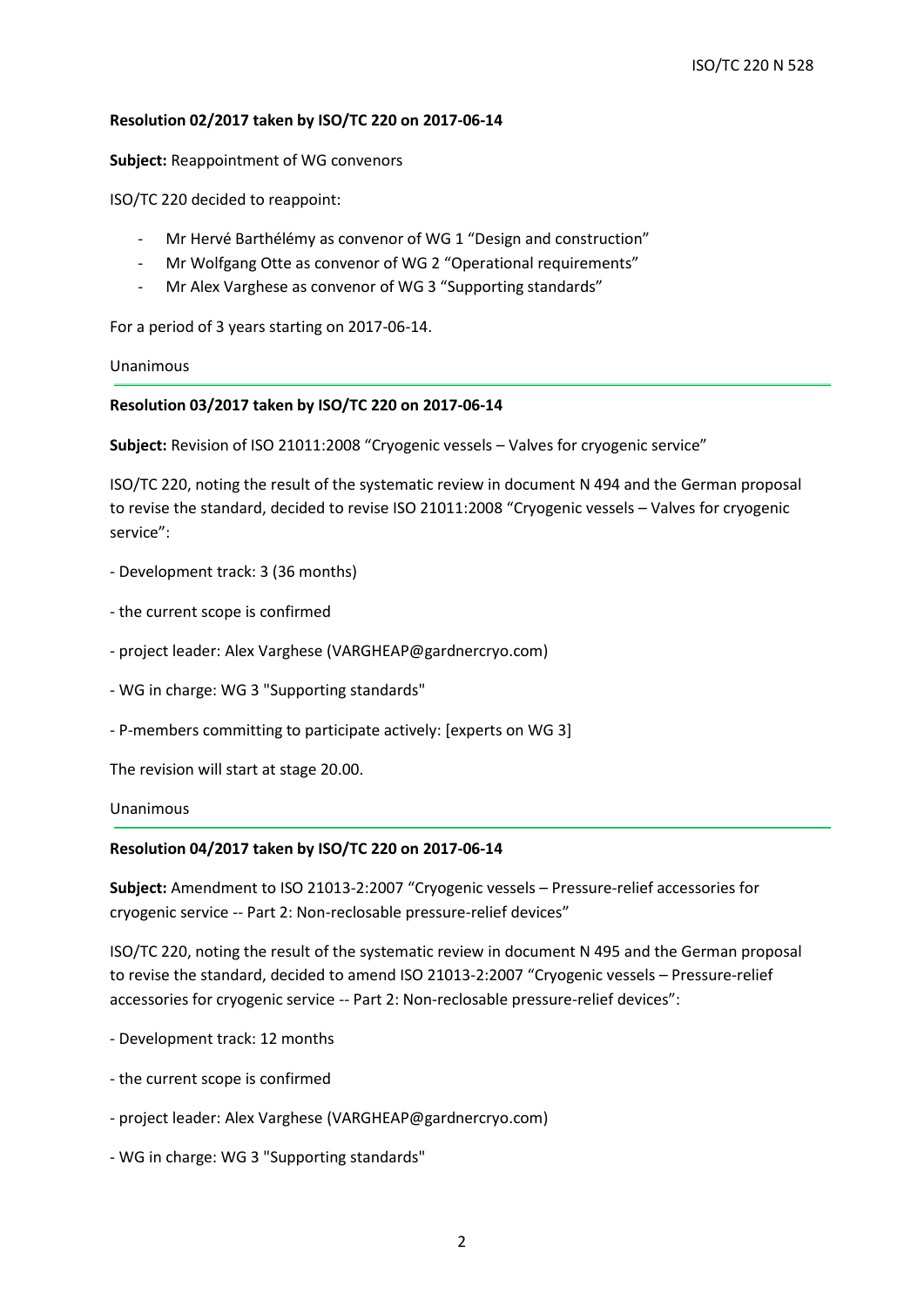**Resolution 02/2017 taken by ISO/TC 220 on 2017-06-14**

**Subject:** Reappointment of WG convenors

ISO/TC 220 decided to reappoint:

- Mr Hervé Barthélémy as convenor of WG 1 “Design and construction”
- Mr Wolfgang Otte as convenor of WG 2 “Operational requirements”
- Mr Alex Varghese as convenor of WG 3 “Supporting standards”

For a period of 3 years starting on 2017-06-14.

Unanimous

---

**Resolution 03/2017 taken by ISO/TC 220 on 2017-06-14**

**Subject:** Revision of ISO 21011:2008 “Cryogenic vessels – Valves for cryogenic service”

ISO/TC 220, noting the result of the systematic review in document N 494 and the German proposal to revise the standard, decided to revise ISO 21011:2008 “Cryogenic vessels – Valves for cryogenic service”:

- Development track: 3 (36 months)

- the current scope is confirmed

- project leader: Alex Varghese (VARGHEAP@gardnercryo.com)

- WG in charge: WG 3 "Supporting standards"

- P-members committing to participate actively: [experts on WG 3]

The revision will start at stage 20.00.

Unanimous

---

**Resolution 04/2017 taken by ISO/TC 220 on 2017-06-14**

**Subject:** Amendment to ISO 21013-2:2007 “Cryogenic vessels – Pressure-relief accessories for cryogenic service -- Part 2: Non-reclosable pressure-relief devices”

ISO/TC 220, noting the result of the systematic review in document N 495 and the German proposal to revise the standard, decided to amend ISO 21013-2:2007 “Cryogenic vessels – Pressure-relief accessories for cryogenic service -- Part 2: Non-reclosable pressure-relief devices”:

- Development track: 12 months

- the current scope is confirmed

- project leader: Alex Varghese (VARGHEAP@gardnercryo.com)

- WG in charge: WG 3 "Supporting standards"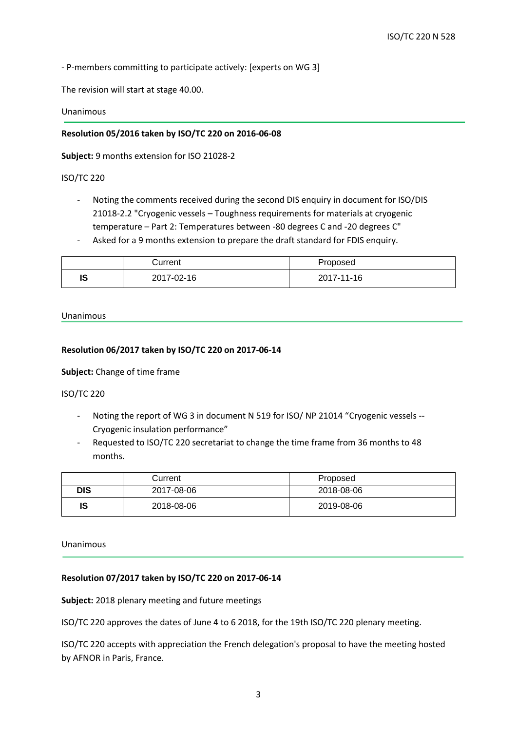- P-members committing to participate actively: [experts on WG 3]

The revision will start at stage 40.00.

Unanimous

---

**Resolution 05/2016 taken by ISO/TC 220 on 2016-06-08**

**Subject:** 9 months extension for ISO 21028-2

ISO/TC 220

- Noting the comments received during the second DIS enquiry ~~in document~~ for ISO/DIS 21018-2.2 "Cryogenic vessels – Toughness requirements for materials at cryogenic temperature – Part 2: Temperatures between -80 degrees C and -20 degrees C"
- Asked for a 9 months extension to prepare the draft standard for FDIS enquiry.

| | Current | Proposed |
|---|---|---|
| **IS** | 2017-02-16 | 2017-11-16 |

Unanimous

---

**Resolution 06/2017 taken by ISO/TC 220 on 2017-06-14**

**Subject:** Change of time frame

ISO/TC 220

- Noting the report of WG 3 in document N 519 for ISO/ NP 21014 "Cryogenic vessels -- Cryogenic insulation performance"
- Requested to ISO/TC 220 secretariat to change the time frame from 36 months to 48 months.

| | Current | Proposed |
|---|---|---|
| **DIS** | 2017-08-06 | 2018-08-06 |
| **IS** | 2018-08-06 | 2019-08-06 |

Unanimous

---

**Resolution 07/2017 taken by ISO/TC 220 on 2017-06-14**

**Subject:** 2018 plenary meeting and future meetings

ISO/TC 220 approves the dates of June 4 to 6 2018, for the 19th ISO/TC 220 plenary meeting.

ISO/TC 220 accepts with appreciation the French delegation's proposal to have the meeting hosted by AFNOR in Paris, France.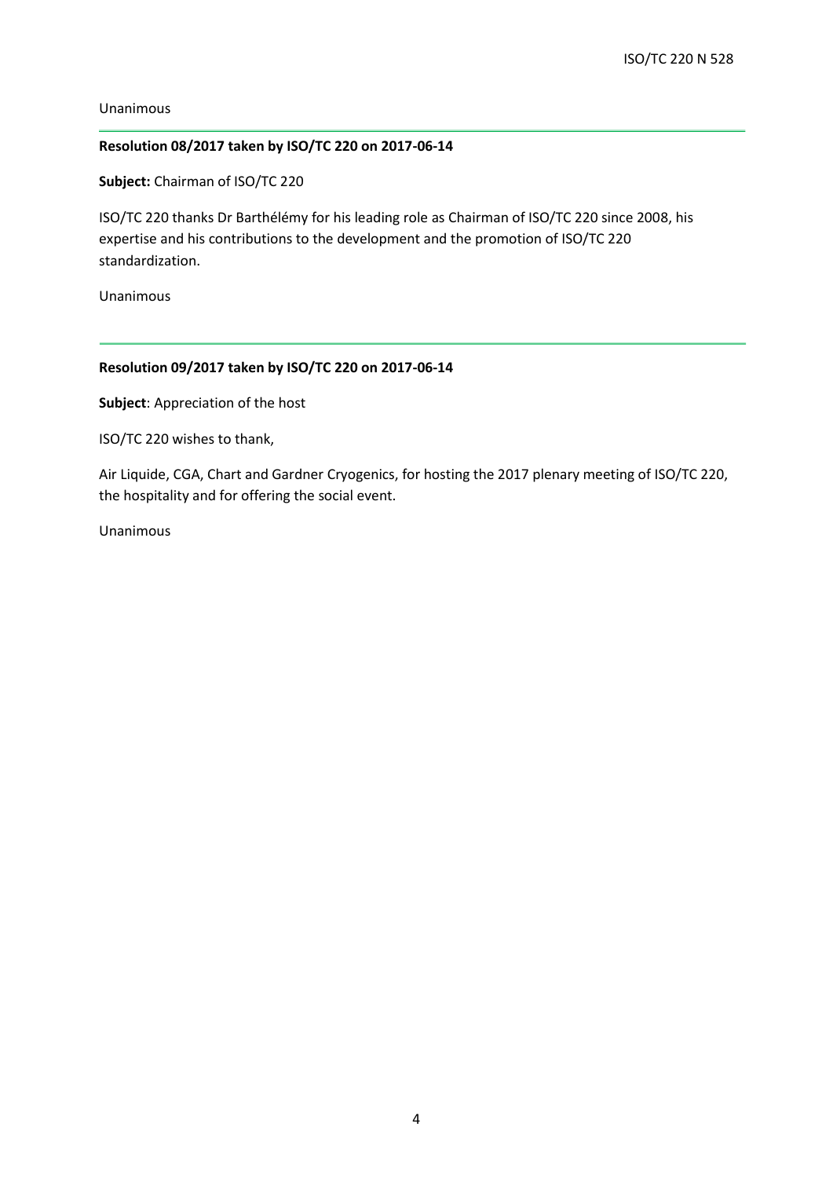Unanimous

---

**Resolution 08/2017 taken by ISO/TC 220 on 2017-06-14**

**Subject:** Chairman of ISO/TC 220

ISO/TC 220 thanks Dr Barthélémy for his leading role as Chairman of ISO/TC 220 since 2008, his expertise and his contributions to the development and the promotion of ISO/TC 220 standardization.

Unanimous

---

**Resolution 09/2017 taken by ISO/TC 220 on 2017-06-14**

**Subject**: Appreciation of the host

ISO/TC 220 wishes to thank,

Air Liquide, CGA, Chart and Gardner Cryogenics, for hosting the 2017 plenary meeting of ISO/TC 220, the hospitality and for offering the social event.

Unanimous